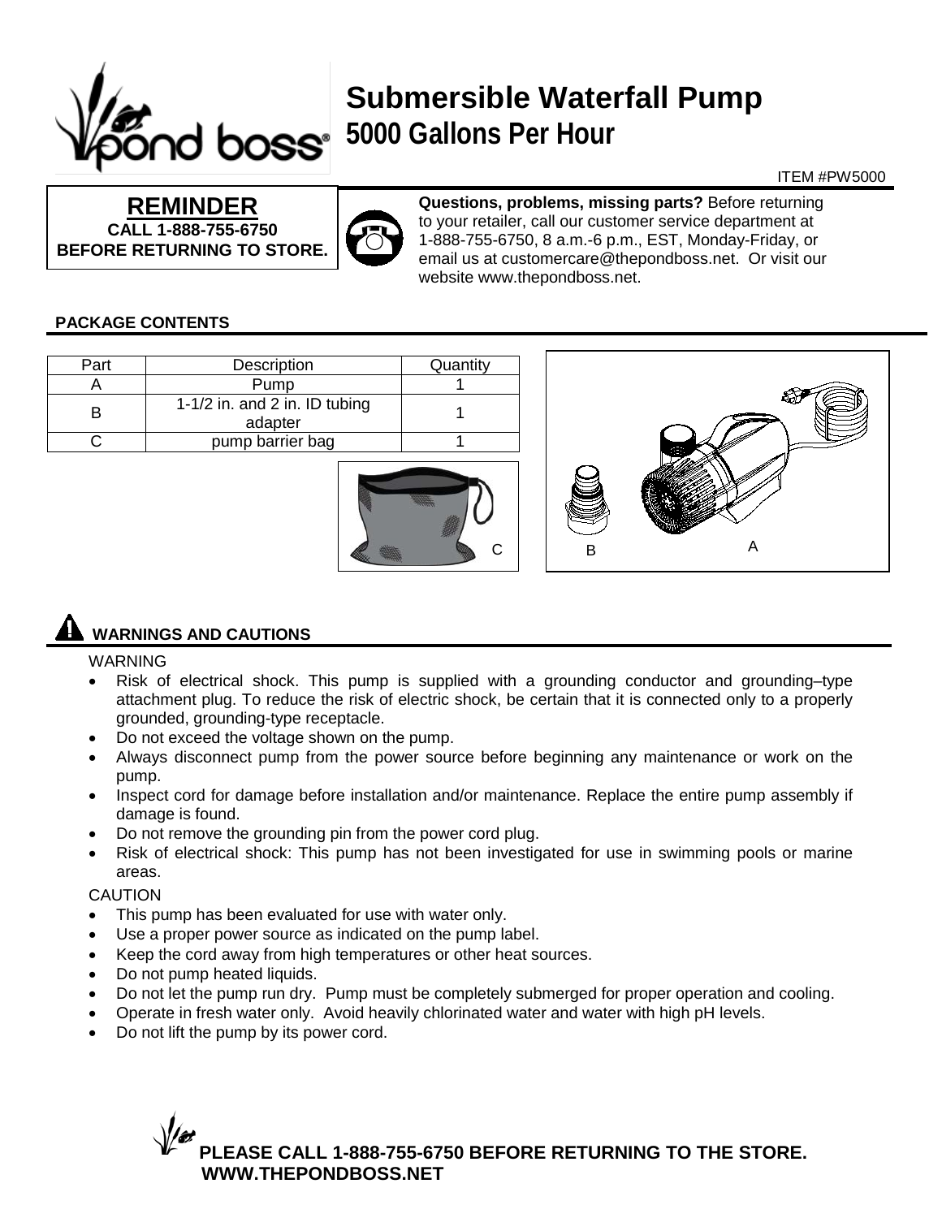# Submersible Waterfall Pump
## 5000 Gallons Per Hour

ITEM #PW5000

**REMINDER**
**CALL 1-888-755-6750**
**BEFORE RETURNING TO STORE.**

**Questions, problems, missing parts?** Before returning to your retailer, call our customer service department at 1-888-755-6750, 8 a.m.-6 p.m., EST, Monday-Friday, or email us at customercare@thepondboss.net. Or visit our website www.thepondboss.net.

### PACKAGE CONTENTS

| Part | Description | Quantity |
|---|---|---|
| A | Pump | 1 |
| B | 1-1/2 in. and 2 in. ID tubing adapter | 1 |
| C | pump barrier bag | 1 |

C

B A

### WARNINGS AND CAUTIONS

WARNING

- Risk of electrical shock. This pump is supplied with a grounding conductor and grounding–type attachment plug. To reduce the risk of electric shock, be certain that it is connected only to a properly grounded, grounding-type receptacle.
- Do not exceed the voltage shown on the pump.
- Always disconnect pump from the power source before beginning any maintenance or work on the pump.
- Inspect cord for damage before installation and/or maintenance. Replace the entire pump assembly if damage is found.
- Do not remove the grounding pin from the power cord plug.
- Risk of electrical shock: This pump has not been investigated for use in swimming pools or marine areas.

CAUTION

- This pump has been evaluated for use with water only.
- Use a proper power source as indicated on the pump label.
- Keep the cord away from high temperatures or other heat sources.
- Do not pump heated liquids.
- Do not let the pump run dry. Pump must be completely submerged for proper operation and cooling.
- Operate in fresh water only. Avoid heavily chlorinated water and water with high pH levels.
- Do not lift the pump by its power cord.

**PLEASE CALL 1-888-755-6750 BEFORE RETURNING TO THE STORE.**
**WWW.THEPONDBOSS.NET**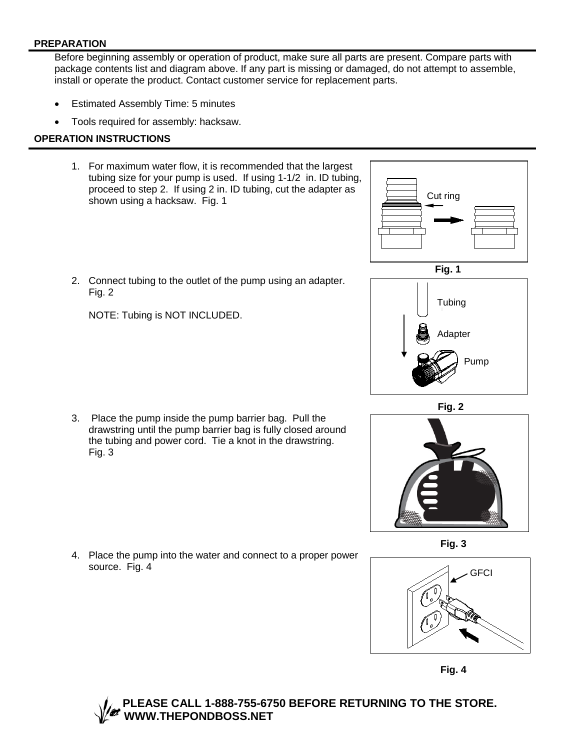## PREPARATION

Before beginning assembly or operation of product, make sure all parts are present. Compare parts with package contents list and diagram above. If any part is missing or damaged, do not attempt to assemble, install or operate the product. Contact customer service for replacement parts.

- Estimated Assembly Time: 5 minutes
- Tools required for assembly: hacksaw.

## OPERATION INSTRUCTIONS

1. For maximum water flow, it is recommended that the largest tubing size for your pump is used. If using 1-1/2 in. ID tubing, proceed to step 2. If using 2 in. ID tubing, cut the adapter as shown using a hacksaw. Fig. 1

Cut ring

**Fig. 1**

2. Connect tubing to the outlet of the pump using an adapter. Fig. 2

   NOTE: Tubing is NOT INCLUDED.

Tubing

Adapter

Pump

**Fig. 2**

3. Place the pump inside the pump barrier bag. Pull the drawstring until the pump barrier bag is fully closed around the tubing and power cord. Tie a knot in the drawstring. Fig. 3

**Fig. 3**

4. Place the pump into the water and connect to a proper power source. Fig. 4

GFCI

**Fig. 4**

**PLEASE CALL 1-888-755-6750 BEFORE RETURNING TO THE STORE.**
**WWW.THEPONDBOSS.NET**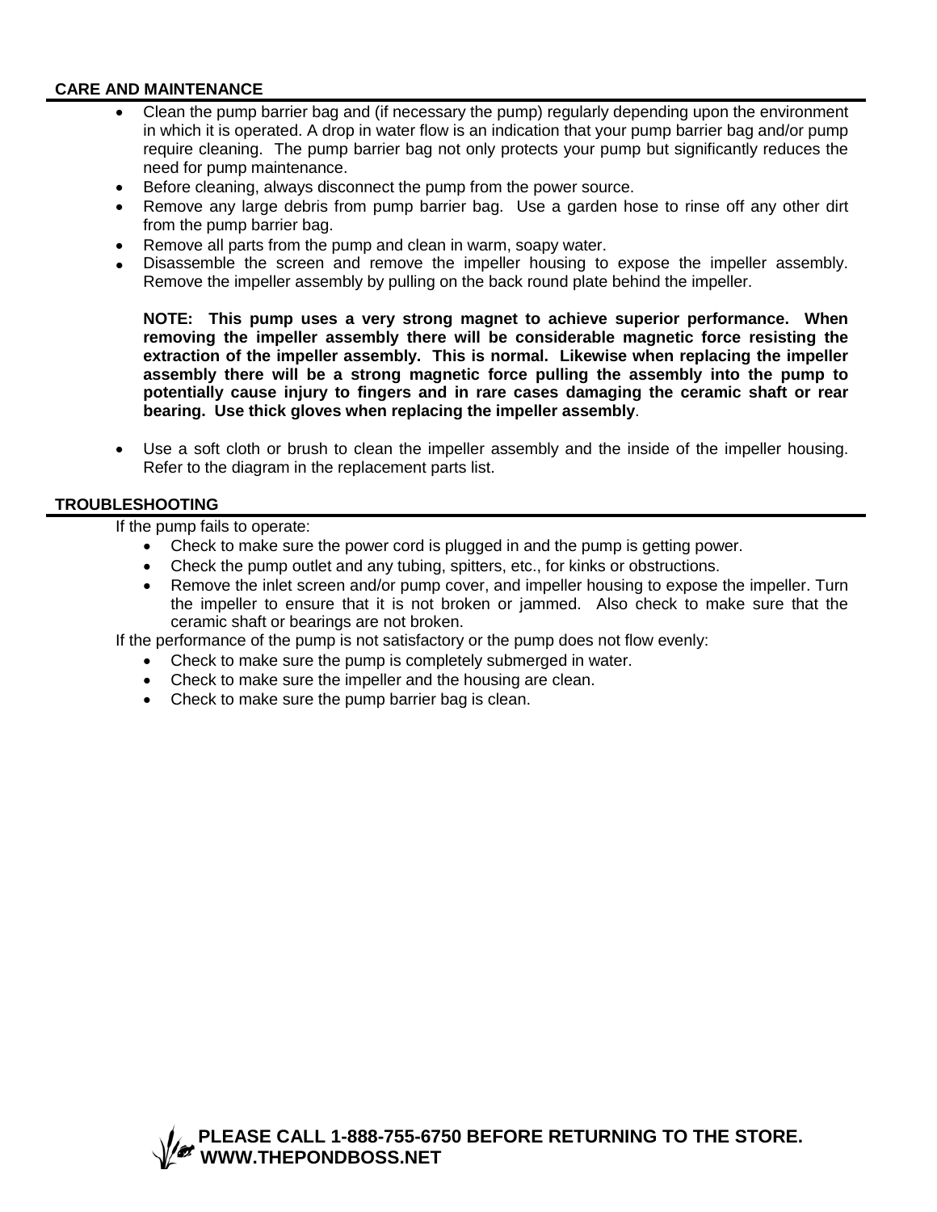## CARE AND MAINTENANCE

- Clean the pump barrier bag and (if necessary the pump) regularly depending upon the environment in which it is operated. A drop in water flow is an indication that your pump barrier bag and/or pump require cleaning. The pump barrier bag not only protects your pump but significantly reduces the need for pump maintenance.
- Before cleaning, always disconnect the pump from the power source.
- Remove any large debris from pump barrier bag. Use a garden hose to rinse off any other dirt from the pump barrier bag.
- Remove all parts from the pump and clean in warm, soapy water.
- Disassemble the screen and remove the impeller housing to expose the impeller assembly. Remove the impeller assembly by pulling on the back round plate behind the impeller.

  **NOTE: This pump uses a very strong magnet to achieve superior performance. When removing the impeller assembly there will be considerable magnetic force resisting the extraction of the impeller assembly. This is normal. Likewise when replacing the impeller assembly there will be a strong magnetic force pulling the assembly into the pump to potentially cause injury to fingers and in rare cases damaging the ceramic shaft or rear bearing. Use thick gloves when replacing the impeller assembly**.

- Use a soft cloth or brush to clean the impeller assembly and the inside of the impeller housing. Refer to the diagram in the replacement parts list.

## TROUBLESHOOTING

If the pump fails to operate:

- Check to make sure the power cord is plugged in and the pump is getting power.
- Check the pump outlet and any tubing, spitters, etc., for kinks or obstructions.
- Remove the inlet screen and/or pump cover, and impeller housing to expose the impeller. Turn the impeller to ensure that it is not broken or jammed. Also check to make sure that the ceramic shaft or bearings are not broken.

If the performance of the pump is not satisfactory or the pump does not flow evenly:

- Check to make sure the pump is completely submerged in water.
- Check to make sure the impeller and the housing are clean.
- Check to make sure the pump barrier bag is clean.

**PLEASE CALL 1-888-755-6750 BEFORE RETURNING TO THE STORE.**
**WWW.THEPONDBOSS.NET**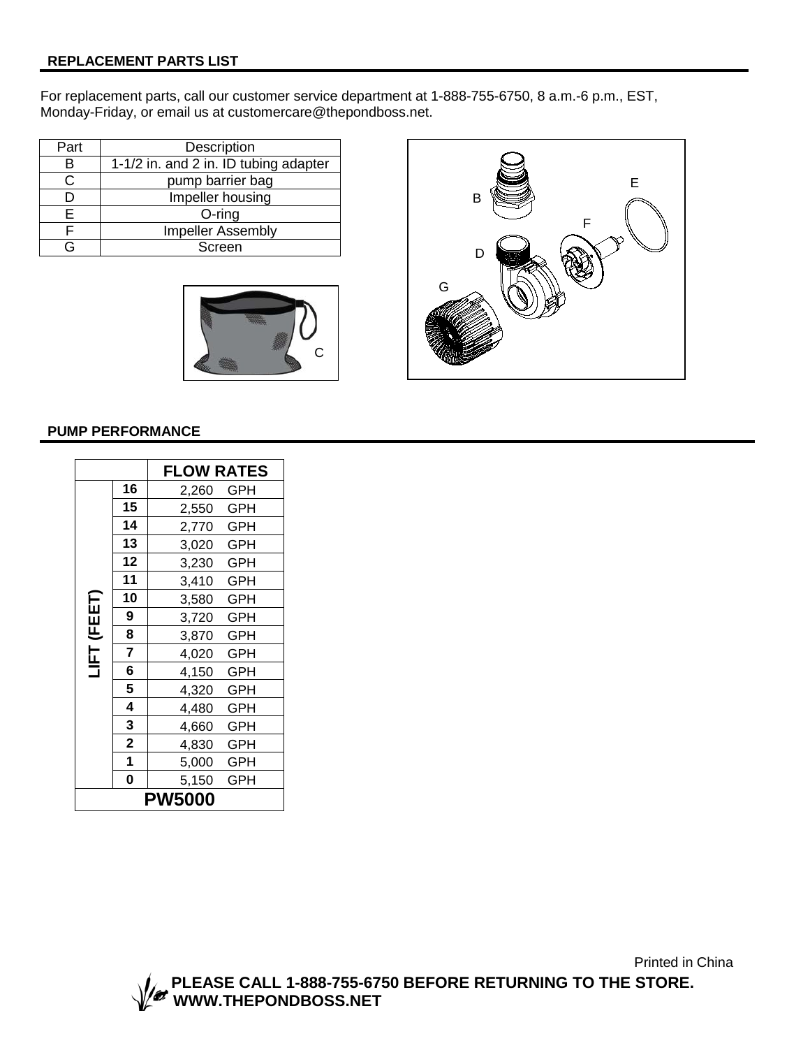## REPLACEMENT PARTS LIST

For replacement parts, call our customer service department at 1-888-755-6750, 8 a.m.-6 p.m., EST, Monday-Friday, or email us at customercare@thepondboss.net.

| Part | Description |
|---|---|
| B | 1-1/2 in. and 2 in. ID tubing adapter |
| C | pump barrier bag |
| D | Impeller housing |
| E | O-ring |
| F | Impeller Assembly |
| G | Screen |

## PUMP PERFORMANCE

| | | FLOW RATES |
|---|---|---|
| LIFT (FEET) | 16 | 2,260 GPH |
| | 15 | 2,550 GPH |
| | 14 | 2,770 GPH |
| | 13 | 3,020 GPH |
| | 12 | 3,230 GPH |
| | 11 | 3,410 GPH |
| | 10 | 3,580 GPH |
| | 9 | 3,720 GPH |
| | 8 | 3,870 GPH |
| | 7 | 4,020 GPH |
| | 6 | 4,150 GPH |
| | 5 | 4,320 GPH |
| | 4 | 4,480 GPH |
| | 3 | 4,660 GPH |
| | 2 | 4,830 GPH |
| | 1 | 5,000 GPH |
| | 0 | 5,150 GPH |
| PW5000 | | |

Printed in China

**PLEASE CALL 1-888-755-6750 BEFORE RETURNING TO THE STORE.**
**WWW.THEPONDBOSS.NET**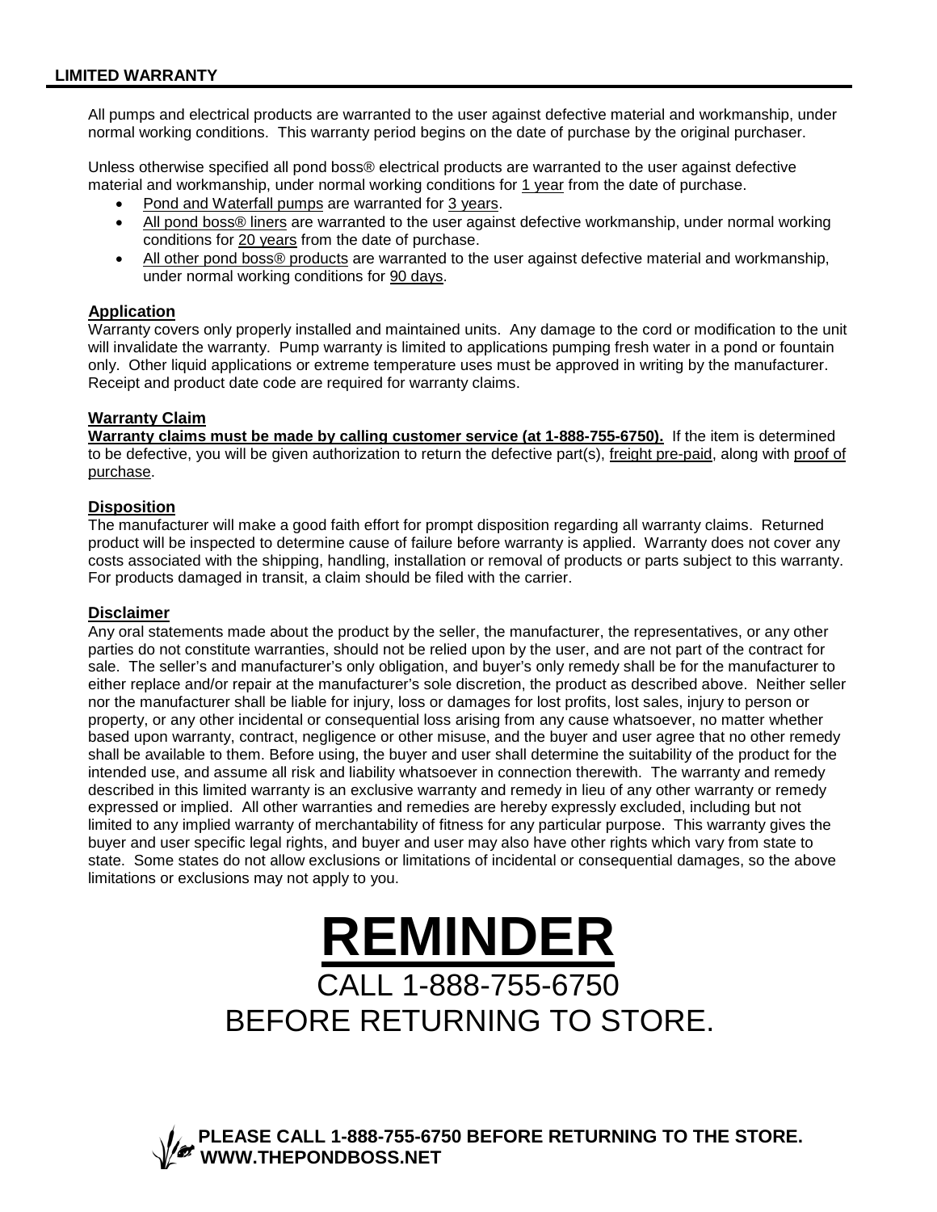## LIMITED WARRANTY

All pumps and electrical products are warranted to the user against defective material and workmanship, under normal working conditions. This warranty period begins on the date of purchase by the original purchaser.

Unless otherwise specified all pond boss® electrical products are warranted to the user against defective material and workmanship, under normal working conditions for 1 year from the date of purchase.

- Pond and Waterfall pumps are warranted for 3 years.
- All pond boss® liners are warranted to the user against defective workmanship, under normal working conditions for 20 years from the date of purchase.
- All other pond boss® products are warranted to the user against defective material and workmanship, under normal working conditions for 90 days.

### Application

Warranty covers only properly installed and maintained units. Any damage to the cord or modification to the unit will invalidate the warranty. Pump warranty is limited to applications pumping fresh water in a pond or fountain only. Other liquid applications or extreme temperature uses must be approved in writing by the manufacturer. Receipt and product date code are required for warranty claims.

### Warranty Claim

**Warranty claims must be made by calling customer service (at 1-888-755-6750).** If the item is determined to be defective, you will be given authorization to return the defective part(s), freight pre-paid, along with proof of purchase.

### Disposition

The manufacturer will make a good faith effort for prompt disposition regarding all warranty claims. Returned product will be inspected to determine cause of failure before warranty is applied. Warranty does not cover any costs associated with the shipping, handling, installation or removal of products or parts subject to this warranty. For products damaged in transit, a claim should be filed with the carrier.

### Disclaimer

Any oral statements made about the product by the seller, the manufacturer, the representatives, or any other parties do not constitute warranties, should not be relied upon by the user, and are not part of the contract for sale. The seller's and manufacturer's only obligation, and buyer's only remedy shall be for the manufacturer to either replace and/or repair at the manufacturer's sole discretion, the product as described above. Neither seller nor the manufacturer shall be liable for injury, loss or damages for lost profits, lost sales, injury to person or property, or any other incidental or consequential loss arising from any cause whatsoever, no matter whether based upon warranty, contract, negligence or other misuse, and the buyer and user agree that no other remedy shall be available to them. Before using, the buyer and user shall determine the suitability of the product for the intended use, and assume all risk and liability whatsoever in connection therewith. The warranty and remedy described in this limited warranty is an exclusive warranty and remedy in lieu of any other warranty or remedy expressed or implied. All other warranties and remedies are hereby expressly excluded, including but not limited to any implied warranty of merchantability of fitness for any particular purpose. This warranty gives the buyer and user specific legal rights, and buyer and user may also have other rights which vary from state to state. Some states do not allow exclusions or limitations of incidental or consequential damages, so the above limitations or exclusions may not apply to you.

# REMINDER

CALL 1-888-755-6750
BEFORE RETURNING TO STORE.

**PLEASE CALL 1-888-755-6750 BEFORE RETURNING TO THE STORE.**
**WWW.THEPONDBOSS.NET**